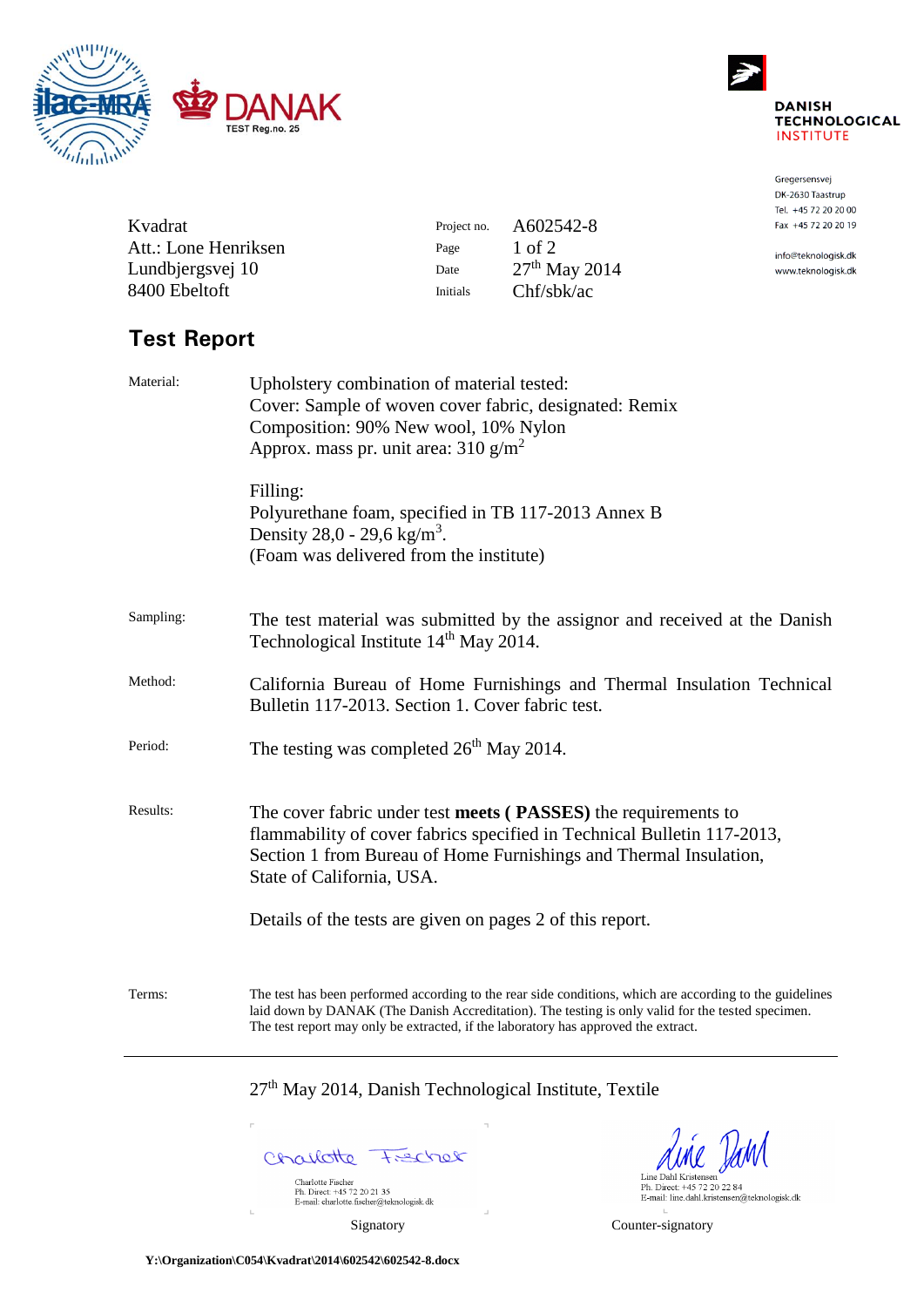DANAK
TEST Reg.no. 25

DANISH TECHNOLOGICAL INSTITUTE

Gregersensvej
DK-2630 Taastrup
Tel. +45 72 20 20 00
Fax +45 72 20 20 19

info@teknologisk.dk
www.teknologisk.dk

Kvadrat
Att.: Lone Henriksen
Lundbjergsvej 10
8400 Ebeltoft

| | |
|---|---|
| Project no. | A602542-8 |
| Page | 1 of 2 |
| Date | 27th May 2014 |
| Initials | Chf/sbk/ac |

## Test Report

| | |
|---|---|
| Material: | Upholstery combination of material tested:<br>Cover: Sample of woven cover fabric, designated: Remix<br>Composition: 90% New wool, 10% Nylon<br>Approx. mass pr. unit area: 310 g/$m^2$<br><br>Filling:<br>Polyurethane foam, specified in TB 117-2013 Annex B<br>Density 28,0 - 29,6 kg/$m^3$.<br>(Foam was delivered from the institute) |
| Sampling: | The test material was submitted by the assignor and received at the Danish Technological Institute 14th May 2014. |
| Method: | California Bureau of Home Furnishings and Thermal Insulation Technical Bulletin 117-2013. Section 1. Cover fabric test. |
| Period: | The testing was completed 26th May 2014. |
| Results: | The cover fabric under test **meets ( PASSES)** the requirements to flammability of cover fabrics specified in Technical Bulletin 117-2013, Section 1 from Bureau of Home Furnishings and Thermal Insulation, State of California, USA.<br><br>Details of the tests are given on pages 2 of this report. |
| Terms: | The test has been performed according to the rear side conditions, which are according to the guidelines laid down by DANAK (The Danish Accreditation). The testing is only valid for the tested specimen. The test report may only be extracted, if the laboratory has approved the extract. |

---

27th May 2014, Danish Technological Institute, Textile

| | |
|---|---|
| Charlotte Fischer<br>Ph. Direct: +45 72 20 21 35<br>E-mail: charlotte.fischer@teknologisk.dk | Line Dahl Kristensen<br>Ph. Direct: +45 72 20 22 84<br>E-mail: line.dahl.kristensen@teknologisk.dk |
| Signatory | Counter-signatory |

**Y:\Organization\C054\Kvadrat\2014\602542\602542-8.docx**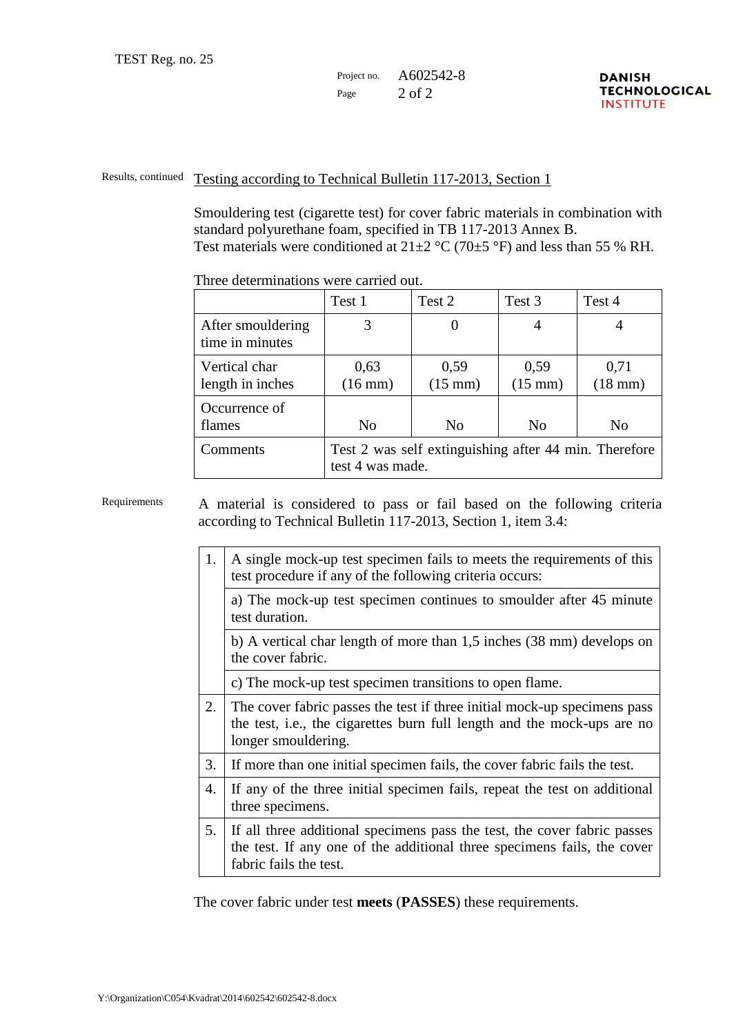Results, continued

## Testing according to Technical Bulletin 117-2013, Section 1

Smouldering test (cigarette test) for cover fabric materials in combination with standard polyurethane foam, specified in TB 117-2013 Annex B.
Test materials were conditioned at 21±2 °C (70±5 °F) and less than 55 % RH.

Three determinations were carried out.

| | Test 1 | Test 2 | Test 3 | Test 4 |
|---|---|---|---|---|
| After smouldering time in minutes | 3 | 0 | 4 | 4 |
| Vertical char length in inches | 0,63 (16 mm) | 0,59 (15 mm) | 0,59 (15 mm) | 0,71 (18 mm) |
| Occurrence of flames | No | No | No | No |
| Comments | Test 2 was self extinguishing after 44 min. Therefore test 4 was made. | | | |

Requirements

A material is considered to pass or fail based on the following criteria according to Technical Bulletin 117-2013, Section 1, item 3.4:

| | |
|---|---|
| 1. | A single mock-up test specimen fails to meets the requirements of this test procedure if any of the following criteria occurs: |
| | a) The mock-up test specimen continues to smoulder after 45 minute test duration. |
| | b) A vertical char length of more than 1,5 inches (38 mm) develops on the cover fabric. |
| | c) The mock-up test specimen transitions to open flame. |
| 2. | The cover fabric passes the test if three initial mock-up specimens pass the test, i.e., the cigarettes burn full length and the mock-ups are no longer smouldering. |
| 3. | If more than one initial specimen fails, the cover fabric fails the test. |
| 4. | If any of the three initial specimen fails, repeat the test on additional three specimens. |
| 5. | If all three additional specimens pass the test, the cover fabric passes the test. If any one of the additional three specimens fails, the cover fabric fails the test. |

The cover fabric under test **meets** (**PASSES**) these requirements.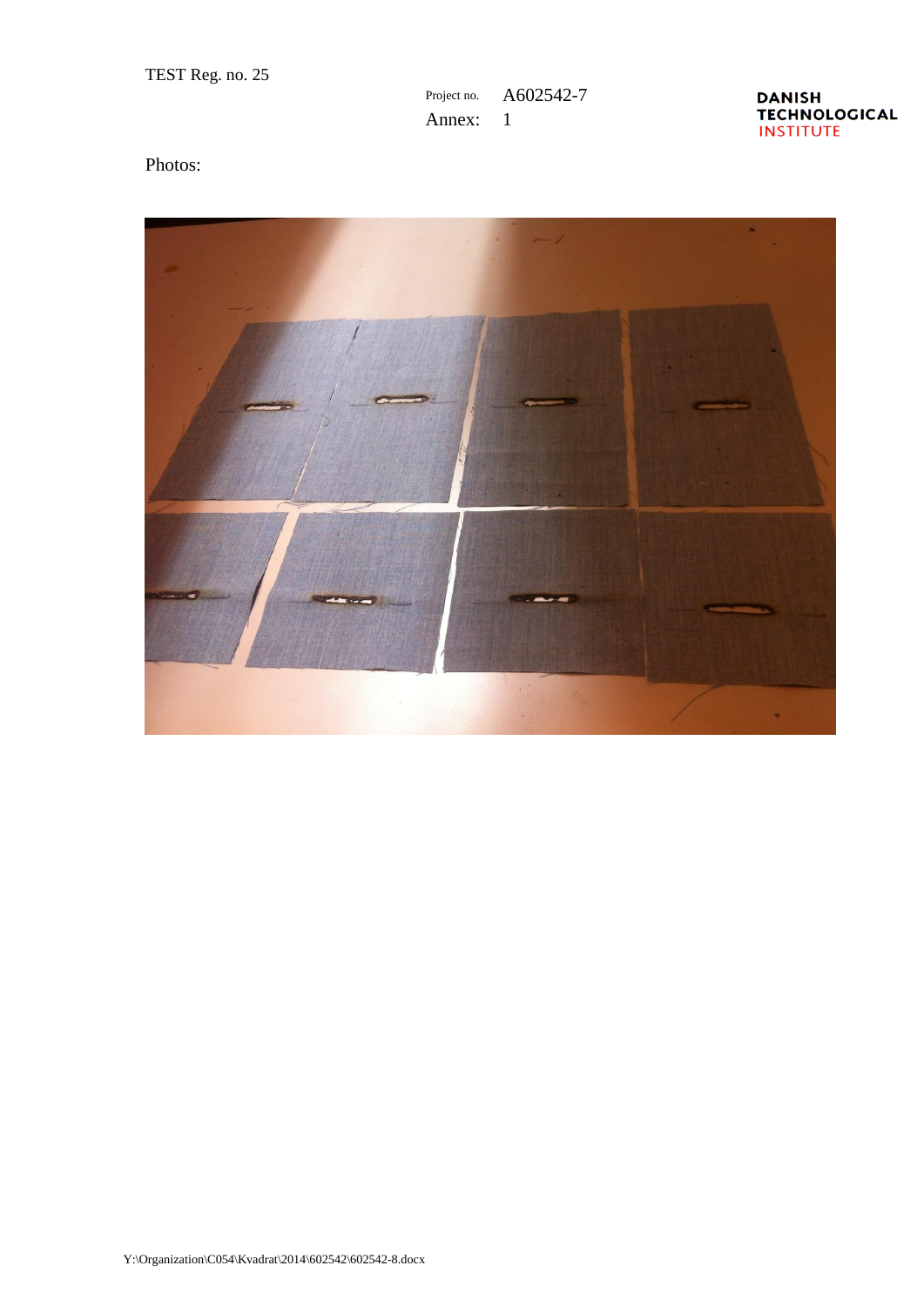TEST Reg. no. 25

Project no. A602542-7

Annex: 1

Photos:

Y:\Organization\C054\Kvadrat\2014\602542\602542-8.docx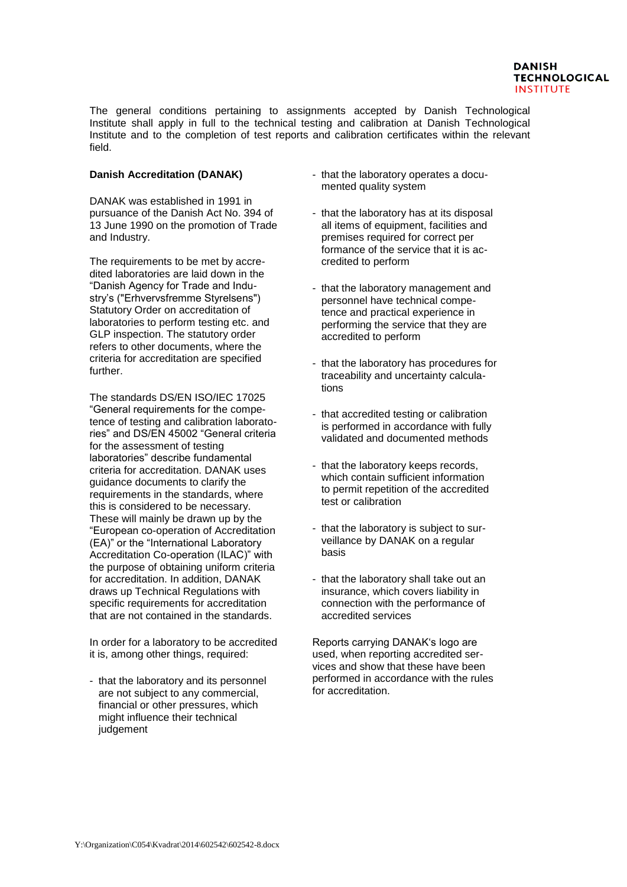The general conditions pertaining to assignments accepted by Danish Technological Institute shall apply in full to the technical testing and calibration at Danish Technological Institute and to the completion of test reports and calibration certificates within the relevant field.

**Danish Accreditation (DANAK)**

DANAK was established in 1991 in pursuance of the Danish Act No. 394 of 13 June 1990 on the promotion of Trade and Industry.

The requirements to be met by accredited laboratories are laid down in the "Danish Agency for Trade and Industry's ("Erhvervsfremme Styrelsens") Statutory Order on accreditation of laboratories to perform testing etc. and GLP inspection. The statutory order refers to other documents, where the criteria for accreditation are specified further.

The standards DS/EN ISO/IEC 17025 "General requirements for the competence of testing and calibration laboratories" and DS/EN 45002 "General criteria for the assessment of testing laboratories" describe fundamental criteria for accreditation. DANAK uses guidance documents to clarify the requirements in the standards, where this is considered to be necessary. These will mainly be drawn up by the "European co-operation of Accreditation (EA)" or the "International Laboratory Accreditation Co-operation (ILAC)" with the purpose of obtaining uniform criteria for accreditation. In addition, DANAK draws up Technical Regulations with specific requirements for accreditation that are not contained in the standards.

In order for a laboratory to be accredited it is, among other things, required:

- that the laboratory and its personnel are not subject to any commercial, financial or other pressures, which might influence their technical judgement
- that the laboratory operates a documented quality system
- that the laboratory has at its disposal all items of equipment, facilities and premises required for correct performance of the service that it is accredited to perform
- that the laboratory management and personnel have technical competence and practical experience in performing the service that they are accredited to perform
- that the laboratory has procedures for traceability and uncertainty calculations
- that accredited testing or calibration is performed in accordance with fully validated and documented methods
- that the laboratory keeps records, which contain sufficient information to permit repetition of the accredited test or calibration
- that the laboratory is subject to surveillance by DANAK on a regular basis
- that the laboratory shall take out an insurance, which covers liability in connection with the performance of accredited services

Reports carrying DANAK's logo are used, when reporting accredited services and show that these have been performed in accordance with the rules for accreditation.